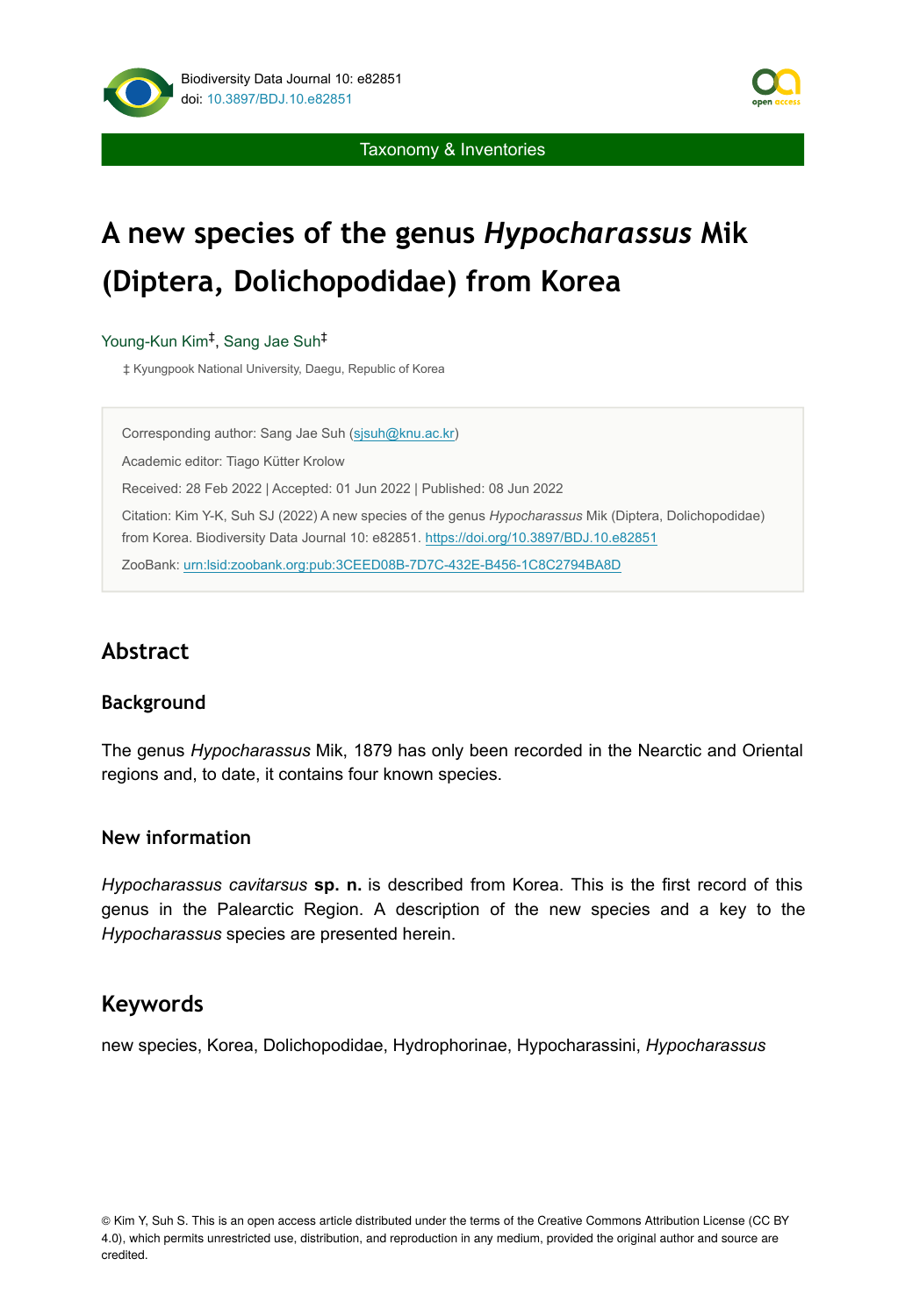Taxonomy & Inventories

# A new species of the genus *Hypocharassus* Mik (Diptera, Dolichopodidae) from Korea

Young-Kun Kim[‡], Sang Jae Suh[‡]

‡ Kyungpook National University, Daegu, Republic of Korea

Corresponding author: Sang Jae Suh (sjsuh@knu.ac.kr)

Academic editor: Tiago Kütter Krolow

Received: 28 Feb 2022 | Accepted: 01 Jun 2022 | Published: 08 Jun 2022

Citation: Kim Y-K, Suh SJ (2022) A new species of the genus *Hypocharassus* Mik (Diptera, Dolichopodidae) from Korea. Biodiversity Data Journal 10: e82851. https://doi.org/10.3897/BDJ.10.e82851

ZooBank: urn:lsid:zoobank.org:pub:3CEED08B-7D7C-432E-B456-1C8C2794BA8D

## Abstract

### Background

The genus *Hypocharassus* Mik, 1879 has only been recorded in the Nearctic and Oriental regions and, to date, it contains four known species.

### New information

*Hypocharassus cavitarsus* **sp. n.** is described from Korea. This is the first record of this genus in the Palearctic Region. A description of the new species and a key to the *Hypocharassus* species are presented herein.

## Keywords

new species, Korea, Dolichopodidae, Hydrophorinae, Hypocharassini, *Hypocharassus*

© Kim Y, Suh S. This is an open access article distributed under the terms of the Creative Commons Attribution License (CC BY 4.0), which permits unrestricted use, distribution, and reproduction in any medium, provided the original author and source are credited.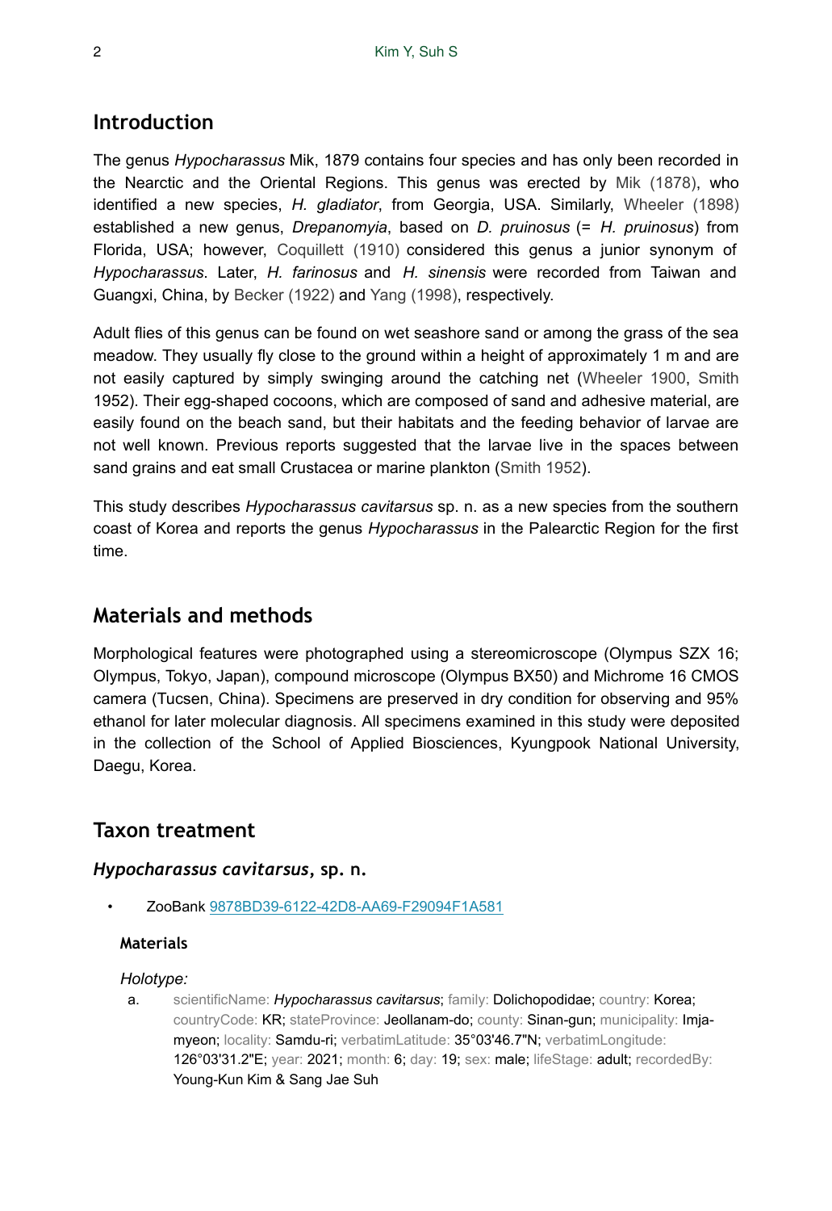## Introduction

The genus *Hypocharassus* Mik, 1879 contains four species and has only been recorded in the Nearctic and the Oriental Regions. This genus was erected by Mik (1878), who identified a new species, *H. gladiator*, from Georgia, USA. Similarly, Wheeler (1898) established a new genus, *Drepanomyia*, based on *D. pruinosus* (= *H. pruinosus*) from Florida, USA; however, Coquillett (1910) considered this genus a junior synonym of *Hypocharassus*. Later, *H. farinosus* and *H. sinensis* were recorded from Taiwan and Guangxi, China, by Becker (1922) and Yang (1998), respectively.

Adult flies of this genus can be found on wet seashore sand or among the grass of the sea meadow. They usually fly close to the ground within a height of approximately 1 m and are not easily captured by simply swinging around the catching net (Wheeler 1900, Smith 1952). Their egg-shaped cocoons, which are composed of sand and adhesive material, are easily found on the beach sand, but their habitats and the feeding behavior of larvae are not well known. Previous reports suggested that the larvae live in the spaces between sand grains and eat small Crustacea or marine plankton (Smith 1952).

This study describes *Hypocharassus cavitarsus* sp. n. as a new species from the southern coast of Korea and reports the genus *Hypocharassus* in the Palearctic Region for the first time.

## Materials and methods

Morphological features were photographed using a stereomicroscope (Olympus SZX 16; Olympus, Tokyo, Japan), compound microscope (Olympus BX50) and Michrome 16 CMOS camera (Tucsen, China). Specimens are preserved in dry condition for observing and 95% ethanol for later molecular diagnosis. All specimens examined in this study were deposited in the collection of the School of Applied Biosciences, Kyungpook National University, Daegu, Korea.

## Taxon treatment

### *Hypocharassus cavitarsus*, sp. n.

- ZooBank 9878BD39-6122-42D8-AA69-F29094F1A581

#### Materials

*Holotype:*

a. scientificName: *Hypocharassus cavitarsus*; family: Dolichopodidae; country: Korea; countryCode: KR; stateProvince: Jeollanam-do; county: Sinan-gun; municipality: Imja-myeon; locality: Samdu-ri; verbatimLatitude: 35°03'46.7"N; verbatimLongitude: 126°03'31.2"E; year: 2021; month: 6; day: 19; sex: male; lifeStage: adult; recordedBy: Young-Kun Kim & Sang Jae Suh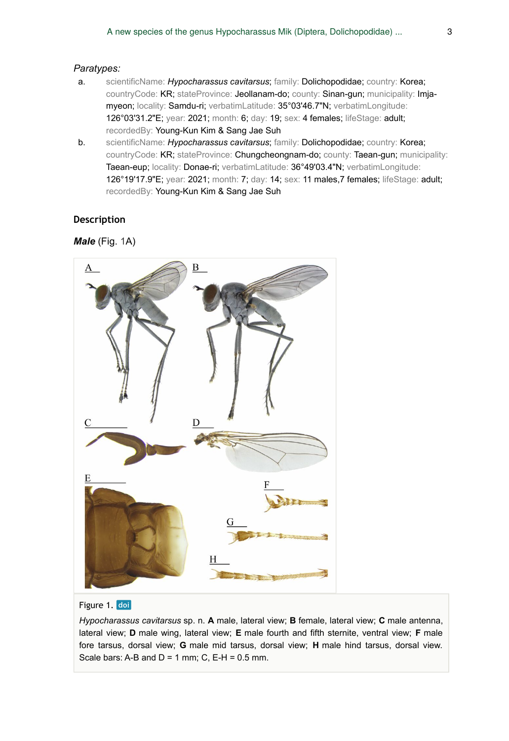*Paratypes:*

a. scientificName: ***Hypocharassus cavitarsus***; family: Dolichopodidae; country: Korea; countryCode: KR; stateProvince: Jeollanam-do; county: Sinan-gun; municipality: Imja-myeon; locality: Samdu-ri; verbatimLatitude: 35°03'46.7"N; verbatimLongitude: 126°03'31.2"E; year: 2021; month: 6; day: 19; sex: 4 females; lifeStage: adult; recordedBy: Young-Kun Kim & Sang Jae Suh
b. scientificName: ***Hypocharassus cavitarsus***; family: Dolichopodidae; country: Korea; countryCode: KR; stateProvince: Chungcheongnam-do; county: Taean-gun; municipality: Taean-eup; locality: Donae-ri; verbatimLatitude: 36°49'03.4"N; verbatimLongitude: 126°19'17.9"E; year: 2021; month: 7; day: 14; sex: 11 males,7 females; lifeStage: adult; recordedBy: Young-Kun Kim & Sang Jae Suh

## Description

***Male*** (Fig. 1A)

Figure 1.

*Hypocharassus cavitarsus* sp. n. **A** male, lateral view; **B** female, lateral view; **C** male antenna, lateral view; **D** male wing, lateral view; **E** male fourth and fifth sternite, ventral view; **F** male fore tarsus, dorsal view; **G** male mid tarsus, dorsal view; **H** male hind tarsus, dorsal view. Scale bars: A-B and D = 1 mm; C, E-H = 0.5 mm.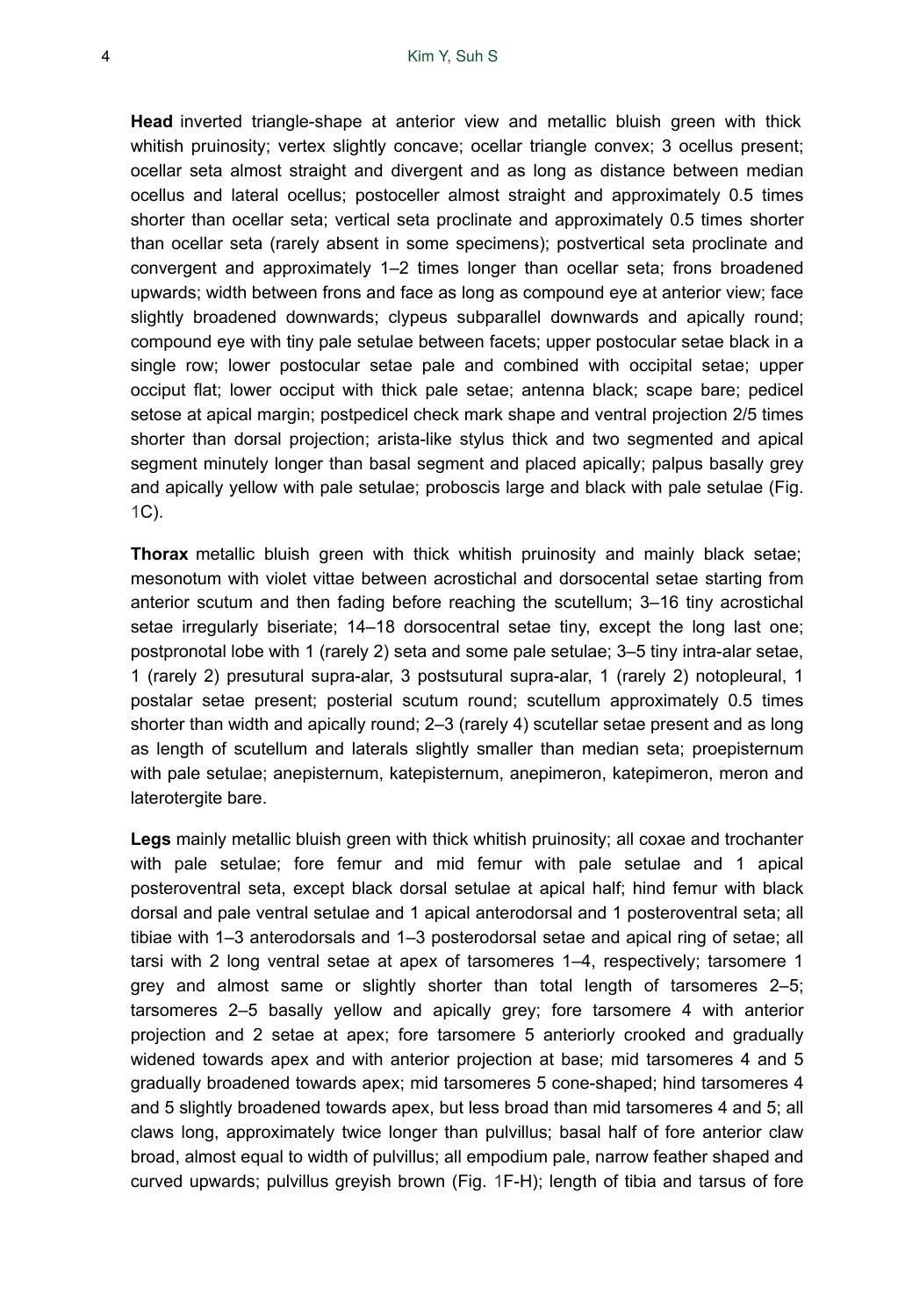**Head** inverted triangle-shape at anterior view and metallic bluish green with thick whitish pruinosity; vertex slightly concave; ocellar triangle convex; 3 ocellus present; ocellar seta almost straight and divergent and as long as distance between median ocellus and lateral ocellus; postoceller almost straight and approximately 0.5 times shorter than ocellar seta; vertical seta proclinate and approximately 0.5 times shorter than ocellar seta (rarely absent in some specimens); postvertical seta proclinate and convergent and approximately 1–2 times longer than ocellar seta; frons broadened upwards; width between frons and face as long as compound eye at anterior view; face slightly broadened downwards; clypeus subparallel downwards and apically round; compound eye with tiny pale setulae between facets; upper postocular setae black in a single row; lower postocular setae pale and combined with occipital setae; upper occiput flat; lower occiput with thick pale setae; antenna black; scape bare; pedicel setose at apical margin; postpedicel check mark shape and ventral projection 2/5 times shorter than dorsal projection; arista-like stylus thick and two segmented and apical segment minutely longer than basal segment and placed apically; palpus basally grey and apically yellow with pale setulae; proboscis large and black with pale setulae (Fig. 1C).

**Thorax** metallic bluish green with thick whitish pruinosity and mainly black setae; mesonotum with violet vittae between acrostichal and dorsocentral setae starting from anterior scutum and then fading before reaching the scutellum; 3–16 tiny acrostichal setae irregularly biseriate; 14–18 dorsocentral setae tiny, except the long last one; postpronotal lobe with 1 (rarely 2) seta and some pale setulae; 3–5 tiny intra-alar setae, 1 (rarely 2) presutural supra-alar, 3 postsutural supra-alar, 1 (rarely 2) notopleural, 1 postalar setae present; posterial scutum round; scutellum approximately 0.5 times shorter than width and apically round; 2–3 (rarely 4) scutellar setae present and as long as length of scutellum and laterals slightly smaller than median seta; proepisternum with pale setulae; anepisternum, katepisternum, anepimeron, katepimeron, meron and laterotergite bare.

**Legs** mainly metallic bluish green with thick whitish pruinosity; all coxae and trochanter with pale setulae; fore femur and mid femur with pale setulae and 1 apical posteroventral seta, except black dorsal setulae at apical half; hind femur with black dorsal and pale ventral setulae and 1 apical anterodorsal and 1 posteroventral seta; all tibiae with 1–3 anterodorsals and 1–3 posterodorsal setae and apical ring of setae; all tarsi with 2 long ventral setae at apex of tarsomeres 1–4, respectively; tarsomere 1 grey and almost same or slightly shorter than total length of tarsomeres 2–5; tarsomeres 2–5 basally yellow and apically grey; fore tarsomere 4 with anterior projection and 2 setae at apex; fore tarsomere 5 anteriorly crooked and gradually widened towards apex and with anterior projection at base; mid tarsomeres 4 and 5 gradually broadened towards apex; mid tarsomeres 5 cone-shaped; hind tarsomeres 4 and 5 slightly broadened towards apex, but less broad than mid tarsomeres 4 and 5; all claws long, approximately twice longer than pulvillus; basal half of fore anterior claw broad, almost equal to width of pulvillus; all empodium pale, narrow feather shaped and curved upwards; pulvillus greyish brown (Fig. 1F-H); length of tibia and tarsus of fore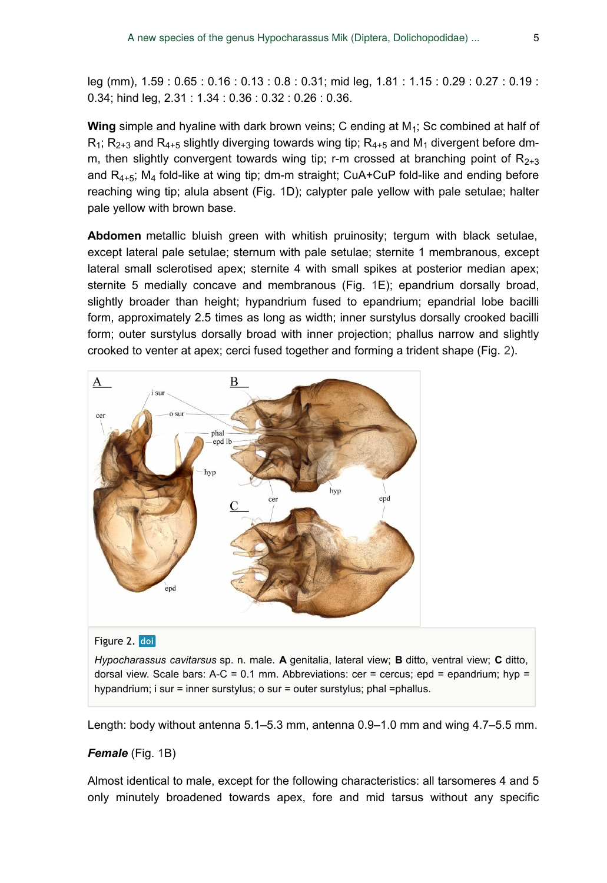leg (mm), 1.59 : 0.65 : 0.16 : 0.13 : 0.8 : 0.31; mid leg, 1.81 : 1.15 : 0.29 : 0.27 : 0.19 : 0.34; hind leg, 2.31 : 1.34 : 0.36 : 0.32 : 0.26 : 0.36.

**Wing** simple and hyaline with dark brown veins; C ending at $M_1$; Sc combined at half of $R_1$; $R_{2+3}$ and $R_{4+5}$ slightly diverging towards wing tip; $R_{4+5}$ and $M_1$ divergent before dm-m, then slightly convergent towards wing tip; r-m crossed at branching point of $R_{2+3}$ and $R_{4+5}$; $M_4$ fold-like at wing tip; dm-m straight; CuA+CuP fold-like and ending before reaching wing tip; alula absent (Fig. 1D); calypter pale yellow with pale setulae; halter pale yellow with brown base.

**Abdomen** metallic bluish green with whitish pruinosity; tergum with black setulae, except lateral pale setulae; sternum with pale setulae; sternite 1 membranous, except lateral small sclerotised apex; sternite 4 with small spikes at posterior median apex; sternite 5 medially concave and membranous (Fig. 1E); epandrium dorsally broad, slightly broader than height; hypandrium fused to epandrium; epandrial lobe bacilli form, approximately 2.5 times as long as width; inner surstylus dorsally crooked bacilli form; outer surstylus dorsally broad with inner projection; phallus narrow and slightly crooked to venter at apex; cerci fused together and forming a trident shape (Fig. 2).

Figure 2. doi

*Hypocharassus cavitarsus* sp. n. male. **A** genitalia, lateral view; **B** ditto, ventral view; **C** ditto, dorsal view. Scale bars: A-C = 0.1 mm. Abbreviations: cer = cercus; epd = epandrium; hyp = hypandrium; i sur = inner surstylus; o sur = outer surstylus; phal =phallus.

Length: body without antenna 5.1–5.3 mm, antenna 0.9–1.0 mm and wing 4.7–5.5 mm.

***Female*** (Fig. 1B)

Almost identical to male, except for the following characteristics: all tarsomeres 4 and 5 only minutely broadened towards apex, fore and mid tarsus without any specific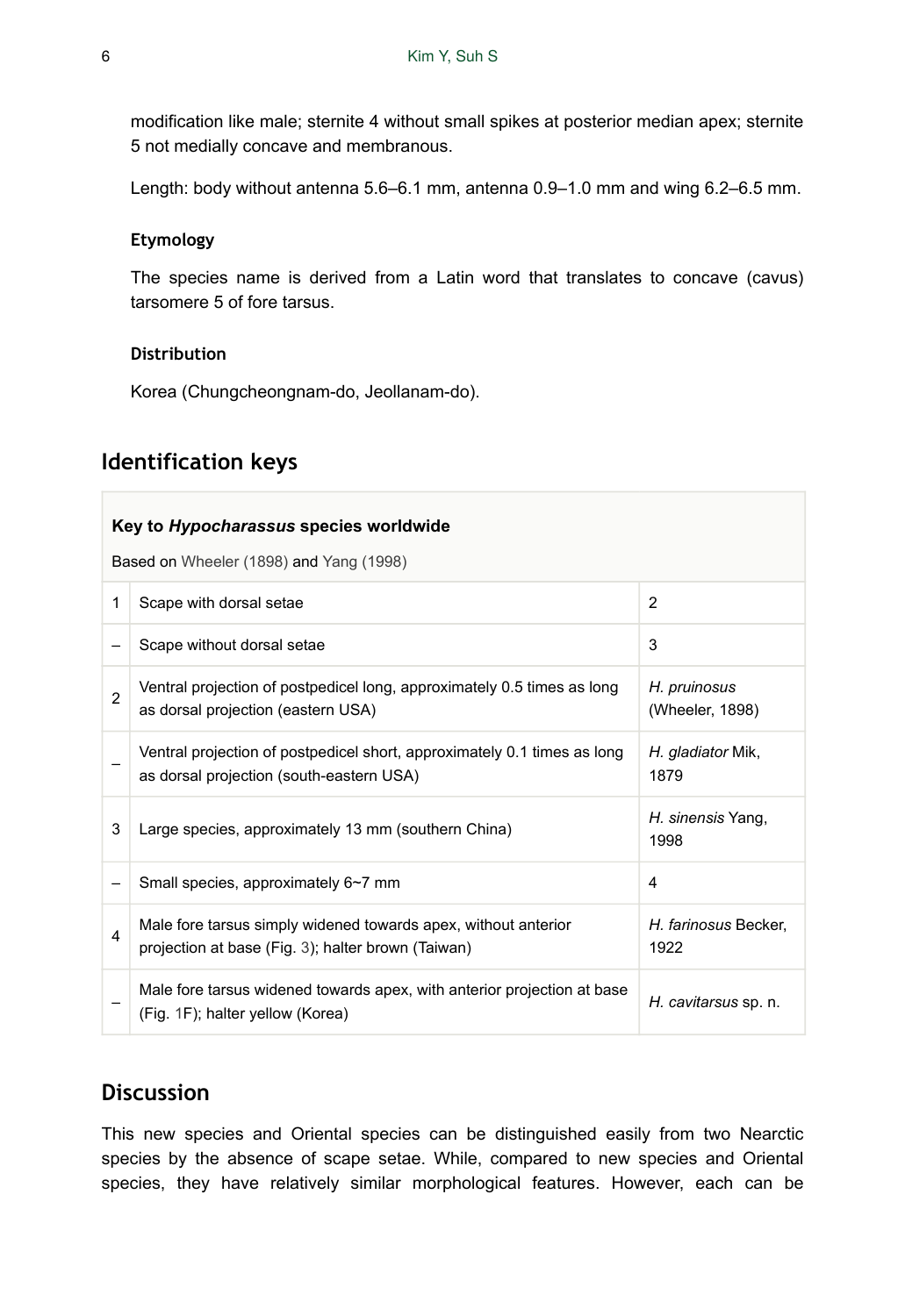modification like male; sternite 4 without small spikes at posterior median apex; sternite 5 not medially concave and membranous.

Length: body without antenna 5.6–6.1 mm, antenna 0.9–1.0 mm and wing 6.2–6.5 mm.

### Etymology

The species name is derived from a Latin word that translates to concave (cavus) tarsomere 5 of fore tarsus.

### Distribution

Korea (Chungcheongnam-do, Jeollanam-do).

## Identification keys

**Key to *Hypocharassus* species worldwide**

Based on Wheeler (1898) and Yang (1998)

| | | |
|---|---|---|
| 1 | Scape with dorsal setae | 2 |
| – | Scape without dorsal setae | 3 |
| 2 | Ventral projection of postpedicel long, approximately 0.5 times as long as dorsal projection (eastern USA) | *H. pruinosus* (Wheeler, 1898) |
| – | Ventral projection of postpedicel short, approximately 0.1 times as long as dorsal projection (south-eastern USA) | *H. gladiator* Mik, 1879 |
| 3 | Large species, approximately 13 mm (southern China) | *H. sinensis* Yang, 1998 |
| – | Small species, approximately 6~7 mm | 4 |
| 4 | Male fore tarsus simply widened towards apex, without anterior projection at base (Fig. 3); halter brown (Taiwan) | *H. farinosus* Becker, 1922 |
| – | Male fore tarsus widened towards apex, with anterior projection at base (Fig. 1F); halter yellow (Korea) | *H. cavitarsus* sp. n. |

## Discussion

This new species and Oriental species can be distinguished easily from two Nearctic species by the absence of scape setae. While, compared to new species and Oriental species, they have relatively similar morphological features. However, each can be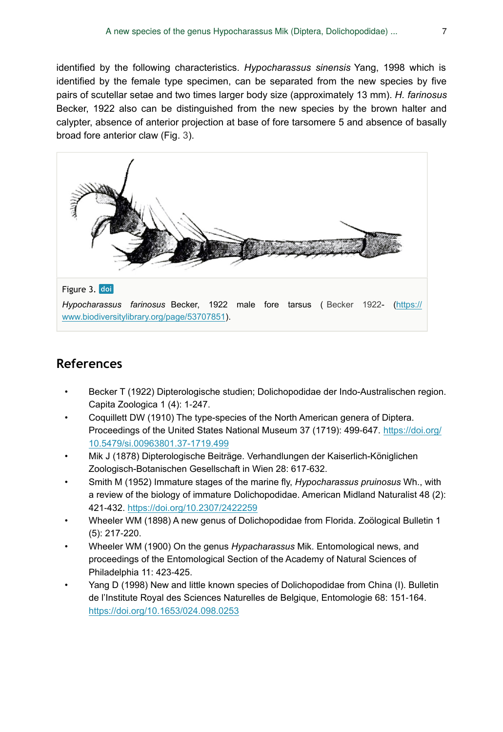identified by the following characteristics. *Hypocharassus sinensis* Yang, 1998 which is identified by the female type specimen, can be separated from the new species by five pairs of scutellar setae and two times larger body size (approximately 13 mm). *H. farinosus* Becker, 1922 also can be distinguished from the new species by the brown halter and calypter, absence of anterior projection at base of fore tarsomere 5 and absence of basally broad fore anterior claw (Fig. 3).

Figure 3. doi

*Hypocharassus farinosus* Becker, 1922 male fore tarsus ( Becker 1922- (https://www.biodiversitylibrary.org/page/53707851).

## References

- Becker T (1922) Dipterologische studien; Dolichopodidae der Indo-Australischen region. Capita Zoologica 1 (4): 1-247.
- Coquillett DW (1910) The type-species of the North American genera of Diptera. Proceedings of the United States National Museum 37 (1719): 499-647. https://doi.org/10.5479/si.00963801.37-1719.499
- Mik J (1878) Dipterologische Beiträge. Verhandlungen der Kaiserlich-Königlichen Zoologisch-Botanischen Gesellschaft in Wien 28: 617-632.
- Smith M (1952) Immature stages of the marine fly, *Hypocharassus pruinosus* Wh., with a review of the biology of immature Dolichopodidae. American Midland Naturalist 48 (2): 421-432. https://doi.org/10.2307/2422259
- Wheeler WM (1898) A new genus of Dolichopodidae from Florida. Zoölogical Bulletin 1 (5): 217-220.
- Wheeler WM (1900) On the genus *Hypacharassus* Mik. Entomological news, and proceedings of the Entomological Section of the Academy of Natural Sciences of Philadelphia 11: 423-425.
- Yang D (1998) New and little known species of Dolichopodidae from China (I). Bulletin de l'Institute Royal des Sciences Naturelles de Belgique, Entomologie 68: 151-164. https://doi.org/10.1653/024.098.0253